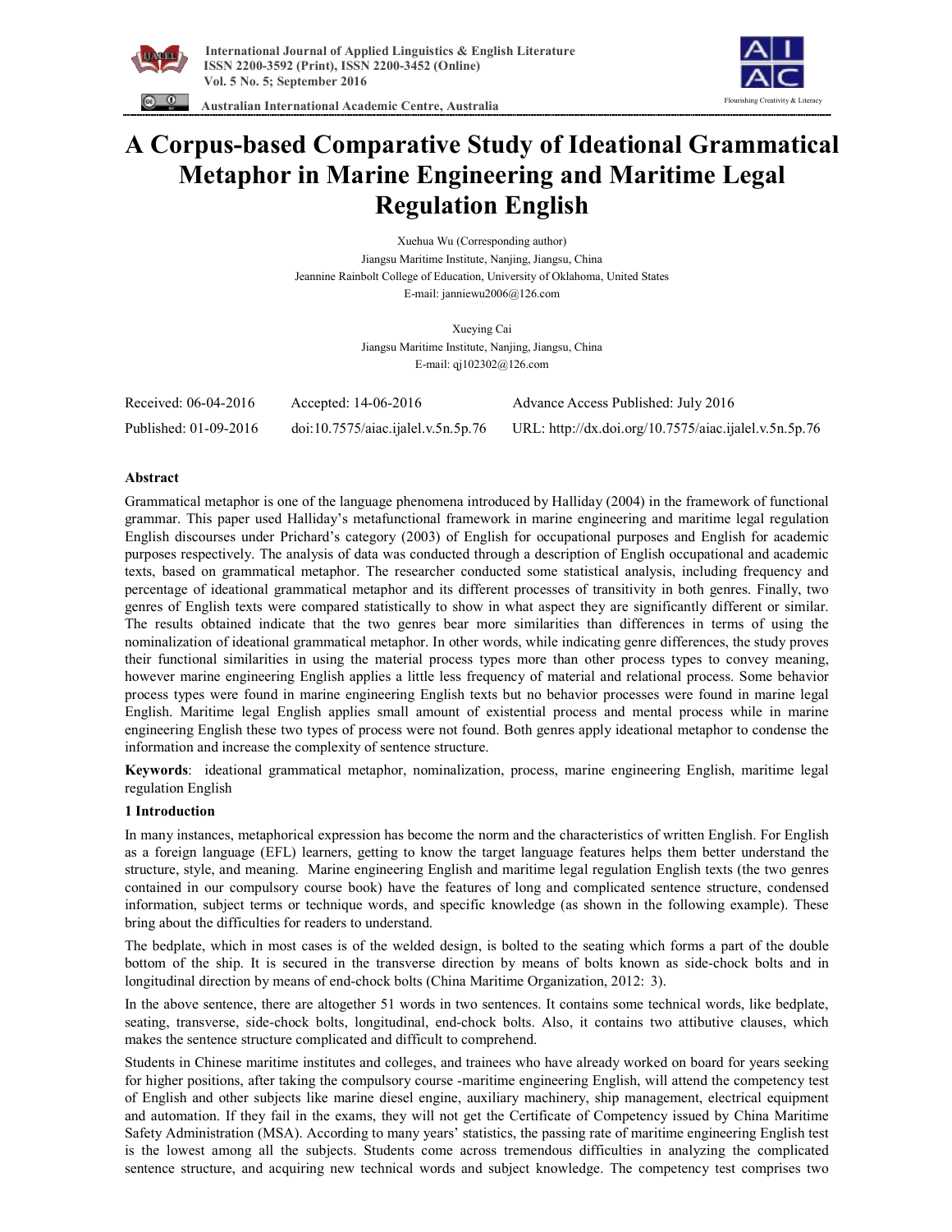# A Corpus-based Comparative Study of Ideational Grammatical Metaphor in Marine Engineering and Maritime Legal Regulation English

Xuehua Wu (Corresponding author)
Jiangsu Maritime Institute, Nanjing, Jiangsu, China
Jeannine Rainbolt College of Education, University of Oklahoma, United States
E-mail: janniewu2006@126.com

Xueying Cai
Jiangsu Maritime Institute, Nanjing, Jiangsu, China
E-mail: qj102302@126.com

| Received: 06-04-2016 | Accepted: 14-06-2016 | Advance Access Published: July 2016 |
|---|---|---|
| Published: 01-09-2016 | doi:10.7575/aiac.ijalel.v.5n.5p.76 | URL: http://dx.doi.org/10.7575/aiac.ijalel.v.5n.5p.76 |

## Abstract

Grammatical metaphor is one of the language phenomena introduced by Halliday (2004) in the framework of functional grammar. This paper used Halliday's metafunctional framework in marine engineering and maritime legal regulation English discourses under Prichard's category (2003) of English for occupational purposes and English for academic purposes respectively. The analysis of data was conducted through a description of English occupational and academic texts, based on grammatical metaphor. The researcher conducted some statistical analysis, including frequency and percentage of ideational grammatical metaphor and its different processes of transitivity in both genres. Finally, two genres of English texts were compared statistically to show in what aspect they are significantly different or similar. The results obtained indicate that the two genres bear more similarities than differences in terms of using the nominalization of ideational grammatical metaphor. In other words, while indicating genre differences, the study proves their functional similarities in using the material process types more than other process types to convey meaning, however marine engineering English applies a little less frequency of material and relational process. Some behavior process types were found in marine engineering English texts but no behavior processes were found in marine legal English. Maritime legal English applies small amount of existential process and mental process while in marine engineering English these two types of process were not found. Both genres apply ideational metaphor to condense the information and increase the complexity of sentence structure.

**Keywords**: ideational grammatical metaphor, nominalization, process, marine engineering English, maritime legal regulation English

## 1 Introduction

In many instances, metaphorical expression has become the norm and the characteristics of written English. For English as a foreign language (EFL) learners, getting to know the target language features helps them better understand the structure, style, and meaning. Marine engineering English and maritime legal regulation English texts (the two genres contained in our compulsory course book) have the features of long and complicated sentence structure, condensed information, subject terms or technique words, and specific knowledge (as shown in the following example). These bring about the difficulties for readers to understand.

The bedplate, which in most cases is of the welded design, is bolted to the seating which forms a part of the double bottom of the ship. It is secured in the transverse direction by means of bolts known as side-chock bolts and in longitudinal direction by means of end-chock bolts (China Maritime Organization, 2012: 3).

In the above sentence, there are altogether 51 words in two sentences. It contains some technical words, like bedplate, seating, transverse, side-chock bolts, longitudinal, end-chock bolts. Also, it contains two attibutive clauses, which makes the sentence structure complicated and difficult to comprehend.

Students in Chinese maritime institutes and colleges, and trainees who have already worked on board for years seeking for higher positions, after taking the compulsory course -maritime engineering English, will attend the competency test of English and other subjects like marine diesel engine, auxiliary machinery, ship management, electrical equipment and automation. If they fail in the exams, they will not get the Certificate of Competency issued by China Maritime Safety Administration (MSA). According to many years' statistics, the passing rate of maritime engineering English test is the lowest among all the subjects. Students come across tremendous difficulties in analyzing the complicated sentence structure, and acquiring new technical words and subject knowledge. The competency test comprises two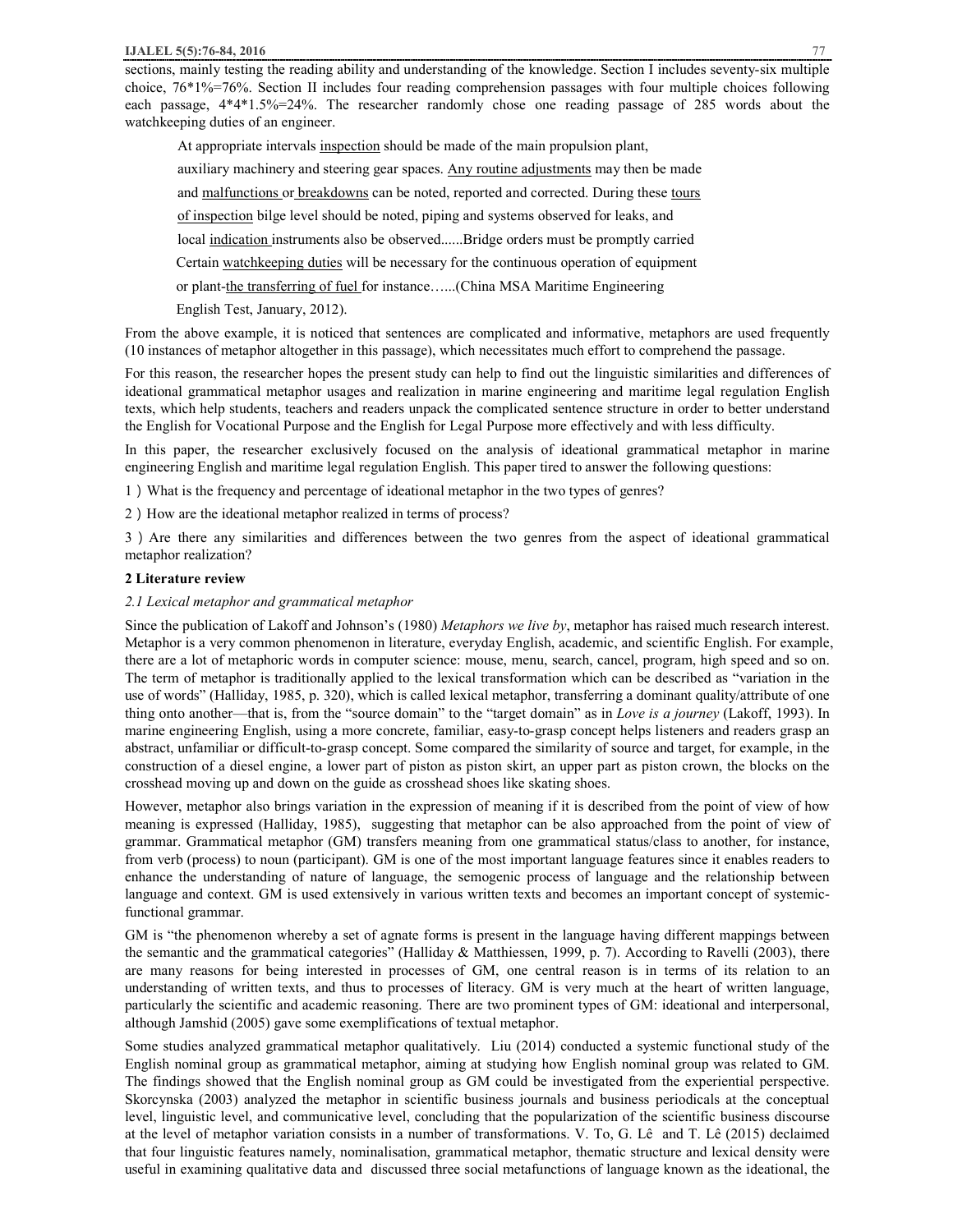sections, mainly testing the reading ability and understanding of the knowledge. Section I includes seventy-six multiple choice, 76*1%=76%. Section II includes four reading comprehension passages with four multiple choices following each passage, 4*4*1.5%=24%. The researcher randomly chose one reading passage of 285 words about the watchkeeping duties of an engineer.

> At appropriate intervals <u>inspection</u> should be made of the main propulsion plant, auxiliary machinery and steering gear spaces. <u>Any routine adjustments</u> may then be made and <u>malfunctions</u> or <u>breakdowns</u> can be noted, reported and corrected. During these <u>tours of inspection</u> bilge level should be noted, piping and systems observed for leaks, and local <u>indication</u> instruments also be observed......Bridge orders must be promptly carried Certain <u>watchkeeping duties</u> will be necessary for the continuous operation of equipment or plant-<u>the transferring of fuel</u> for instance…...(China MSA Maritime Engineering English Test, January, 2012).

From the above example, it is noticed that sentences are complicated and informative, metaphors are used frequently (10 instances of metaphor altogether in this passage), which necessitates much effort to comprehend the passage.

For this reason, the researcher hopes the present study can help to find out the linguistic similarities and differences of ideational grammatical metaphor usages and realization in marine engineering and maritime legal regulation English texts, which help students, teachers and readers unpack the complicated sentence structure in order to better understand the English for Vocational Purpose and the English for Legal Purpose more effectively and with less difficulty.

In this paper, the researcher exclusively focused on the analysis of ideational grammatical metaphor in marine engineering English and maritime legal regulation English. This paper tired to answer the following questions:

1）What is the frequency and percentage of ideational metaphor in the two types of genres?

2）How are the ideational metaphor realized in terms of process?

3）Are there any similarities and differences between the two genres from the aspect of ideational grammatical metaphor realization?

## 2 Literature review

### *2.1 Lexical metaphor and grammatical metaphor*

Since the publication of Lakoff and Johnson's (1980) *Metaphors we live by*, metaphor has raised much research interest. Metaphor is a very common phenomenon in literature, everyday English, academic, and scientific English. For example, there are a lot of metaphoric words in computer science: mouse, menu, search, cancel, program, high speed and so on. The term of metaphor is traditionally applied to the lexical transformation which can be described as "variation in the use of words" (Halliday, 1985, p. 320), which is called lexical metaphor, transferring a dominant quality/attribute of one thing onto another—that is, from the "source domain" to the "target domain" as in *Love is a journey* (Lakoff, 1993). In marine engineering English, using a more concrete, familiar, easy-to-grasp concept helps listeners and readers grasp an abstract, unfamiliar or difficult-to-grasp concept. Some compared the similarity of source and target, for example, in the construction of a diesel engine, a lower part of piston as piston skirt, an upper part as piston crown, the blocks on the crosshead moving up and down on the guide as crosshead shoes like skating shoes.

However, metaphor also brings variation in the expression of meaning if it is described from the point of view of how meaning is expressed (Halliday, 1985), suggesting that metaphor can be also approached from the point of view of grammar. Grammatical metaphor (GM) transfers meaning from one grammatical status/class to another, for instance, from verb (process) to noun (participant). GM is one of the most important language features since it enables readers to enhance the understanding of nature of language, the semogenic process of language and the relationship between language and context. GM is used extensively in various written texts and becomes an important concept of systemic-functional grammar.

GM is "the phenomenon whereby a set of agnate forms is present in the language having different mappings between the semantic and the grammatical categories" (Halliday & Matthiessen, 1999, p. 7). According to Ravelli (2003), there are many reasons for being interested in processes of GM, one central reason is in terms of its relation to an understanding of written texts, and thus to processes of literacy. GM is very much at the heart of written language, particularly the scientific and academic reasoning. There are two prominent types of GM: ideational and interpersonal, although Jamshid (2005) gave some exemplifications of textual metaphor.

Some studies analyzed grammatical metaphor qualitatively. Liu (2014) conducted a systemic functional study of the English nominal group as grammatical metaphor, aiming at studying how English nominal group was related to GM. The findings showed that the English nominal group as GM could be investigated from the experiential perspective. Skorcynska (2003) analyzed the metaphor in scientific business journals and business periodicals at the conceptual level, linguistic level, and communicative level, concluding that the popularization of the scientific business discourse at the level of metaphor variation consists in a number of transformations. V. To, G. Lê and T. Lê (2015) declaimed that four linguistic features namely, nominalisation, grammatical metaphor, thematic structure and lexical density were useful in examining qualitative data and discussed three social metafunctions of language known as the ideational, the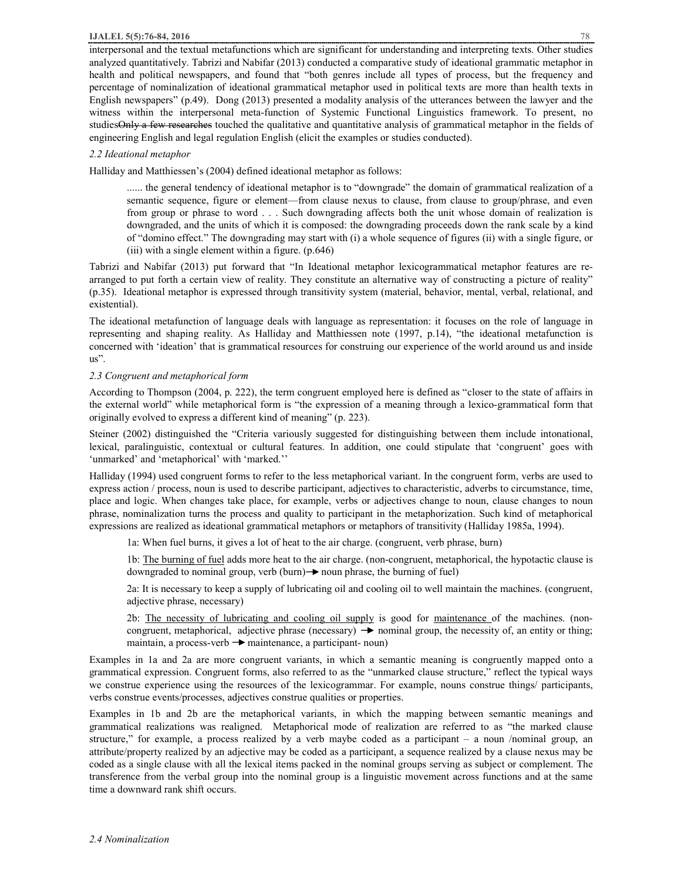interpersonal and the textual metafunctions which are significant for understanding and interpreting texts. Other studies analyzed quantitatively. Tabrizi and Nabifar (2013) conducted a comparative study of ideational grammatic metaphor in health and political newspapers, and found that "both genres include all types of process, but the frequency and percentage of nominalization of ideational grammatical metaphor used in political texts are more than health texts in English newspapers" (p.49). Dong (2013) presented a modality analysis of the utterances between the lawyer and the witness within the interpersonal meta-function of Systemic Functional Linguistics framework. To present, no studies~~Only a few researches~~ touched the qualitative and quantitative analysis of grammatical metaphor in the fields of engineering English and legal regulation English (elicit the examples or studies conducted).

### *2.2 Ideational metaphor*

Halliday and Matthiessen's (2004) defined ideational metaphor as follows:

> ...... the general tendency of ideational metaphor is to "downgrade" the domain of grammatical realization of a semantic sequence, figure or element—from clause nexus to clause, from clause to group/phrase, and even from group or phrase to word . . . Such downgrading affects both the unit whose domain of realization is downgraded, and the units of which it is composed: the downgrading proceeds down the rank scale by a kind of "domino effect." The downgrading may start with (i) a whole sequence of figures (ii) with a single figure, or (iii) with a single element within a figure. (p.646)

Tabrizi and Nabifar (2013) put forward that "In Ideational metaphor lexicogrammatical metaphor features are re-arranged to put forth a certain view of reality. They constitute an alternative way of constructing a picture of reality" (p.35). Ideational metaphor is expressed through transitivity system (material, behavior, mental, verbal, relational, and existential).

The ideational metafunction of language deals with language as representation: it focuses on the role of language in representing and shaping reality. As Halliday and Matthiessen note (1997, p.14), "the ideational metafunction is concerned with 'ideation' that is grammatical resources for construing our experience of the world around us and inside us".

### *2.3 Congruent and metaphorical form*

According to Thompson (2004, p. 222), the term congruent employed here is defined as "closer to the state of affairs in the external world" while metaphorical form is "the expression of a meaning through a lexico-grammatical form that originally evolved to express a different kind of meaning" (p. 223).

Steiner (2002) distinguished the "Criteria variously suggested for distinguishing between them include intonational, lexical, paralinguistic, contextual or cultural features. In addition, one could stipulate that 'congruent' goes with 'unmarked' and 'metaphorical' with 'marked.''

Halliday (1994) used congruent forms to refer to the less metaphorical variant. In the congruent form, verbs are used to express action / process, noun is used to describe participant, adjectives to characteristic, adverbs to circumstance, time, place and logic. When changes take place, for example, verbs or adjectives change to noun, clause changes to noun phrase, nominalization turns the process and quality to participant in the metaphorization. Such kind of metaphorical expressions are realized as ideational grammatical metaphors or metaphors of transitivity (Halliday 1985a, 1994).

> 1a: When fuel burns, it gives a lot of heat to the air charge. (congruent, verb phrase, burn)
>
> 1b: <u>The burning of fuel</u> adds more heat to the air charge. (non-congruent, metaphorical, the hypotactic clause is downgraded to nominal group, verb (burn)→ noun phrase, the burning of fuel)
>
> 2a: It is necessary to keep a supply of lubricating oil and cooling oil to well maintain the machines. (congruent, adjective phrase, necessary)
>
> 2b: <u>The necessity of lubricating and cooling oil supply</u> is good for <u>maintenance</u> of the machines. (non-congruent, metaphorical, adjective phrase (necessary) → nominal group, the necessity of, an entity or thing; maintain, a process-verb → maintenance, a participant- noun)

Examples in 1a and 2a are more congruent variants, in which a semantic meaning is congruently mapped onto a grammatical expression. Congruent forms, also referred to as the "unmarked clause structure," reflect the typical ways we construe experience using the resources of the lexicogrammar. For example, nouns construe things/ participants, verbs construe events/processes, adjectives construe qualities or properties.

Examples in 1b and 2b are the metaphorical variants, in which the mapping between semantic meanings and grammatical realizations was realigned. Metaphorical mode of realization are referred to as "the marked clause structure," for example, a process realized by a verb maybe coded as a participant – a noun /nominal group, an attribute/property realized by an adjective may be coded as a participant, a sequence realized by a clause nexus may be coded as a single clause with all the lexical items packed in the nominal groups serving as subject or complement. The transference from the verbal group into the nominal group is a linguistic movement across functions and at the same time a downward rank shift occurs.

### *2.4 Nominalization*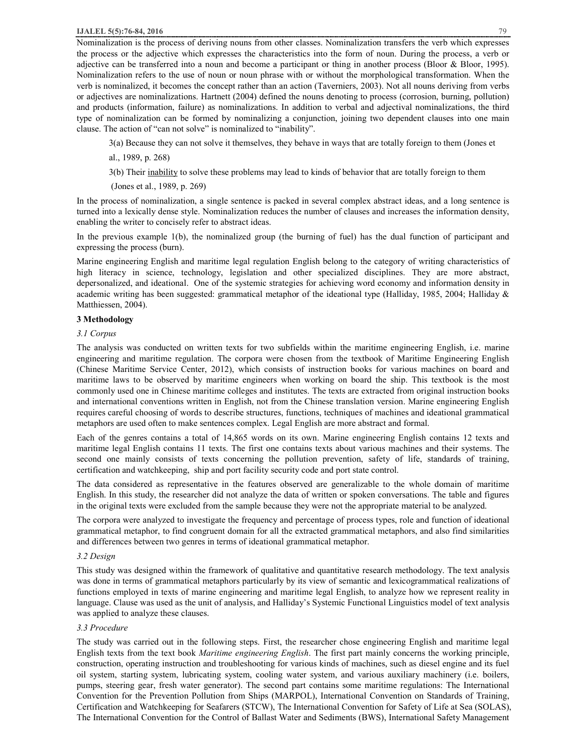Nominalization is the process of deriving nouns from other classes. Nominalization transfers the verb which expresses the process or the adjective which expresses the characteristics into the form of noun. During the process, a verb or adjective can be transferred into a noun and become a participant or thing in another process (Bloor & Bloor, 1995). Nominalization refers to the use of noun or noun phrase with or without the morphological transformation. When the verb is nominalized, it becomes the concept rather than an action (Taverniers, 2003). Not all nouns deriving from verbs or adjectives are nominalizations. Hartnett (2004) defined the nouns denoting to process (corrosion, burning, pollution) and products (information, failure) as nominalizations. In addition to verbal and adjectival nominalizations, the third type of nominalization can be formed by nominalizing a conjunction, joining two dependent clauses into one main clause. The action of "can not solve" is nominalized to "inability".

3(a) Because they can not solve it themselves, they behave in ways that are totally foreign to them (Jones et al., 1989, p. 268)

3(b) Their <u>inability</u> to solve these problems may lead to kinds of behavior that are totally foreign to them (Jones et al., 1989, p. 269)

In the process of nominalization, a single sentence is packed in several complex abstract ideas, and a long sentence is turned into a lexically dense style. Nominalization reduces the number of clauses and increases the information density, enabling the writer to concisely refer to abstract ideas.

In the previous example 1(b), the nominalized group (the burning of fuel) has the dual function of participant and expressing the process (burn).

Marine engineering English and maritime legal regulation English belong to the category of writing characteristics of high literacy in science, technology, legislation and other specialized disciplines. They are more abstract, depersonalized, and ideational. One of the systemic strategies for achieving word economy and information density in academic writing has been suggested: grammatical metaphor of the ideational type (Halliday, 1985, 2004; Halliday & Matthiessen, 2004).

## 3 Methodology

### *3.1 Corpus*

The analysis was conducted on written texts for two subfields within the maritime engineering English, i.e. marine engineering and maritime regulation. The corpora were chosen from the textbook of Maritime Engineering English (Chinese Maritime Service Center, 2012), which consists of instruction books for various machines on board and maritime laws to be observed by maritime engineers when working on board the ship. This textbook is the most commonly used one in Chinese maritime colleges and institutes. The texts are extracted from original instruction books and international conventions written in English, not from the Chinese translation version. Marine engineering English requires careful choosing of words to describe structures, functions, techniques of machines and ideational grammatical metaphors are used often to make sentences complex. Legal English are more abstract and formal.

Each of the genres contains a total of 14,865 words on its own. Marine engineering English contains 12 texts and maritime legal English contains 11 texts. The first one contains texts about various machines and their systems. The second one mainly consists of texts concerning the pollution prevention, safety of life, standards of training, certification and watchkeeping, ship and port facility security code and port state control.

The data considered as representative in the features observed are generalizable to the whole domain of maritime English. In this study, the researcher did not analyze the data of written or spoken conversations. The table and figures in the original texts were excluded from the sample because they were not the appropriate material to be analyzed.

The corpora were analyzed to investigate the frequency and percentage of process types, role and function of ideational grammatical metaphor, to find congruent domain for all the extracted grammatical metaphors, and also find similarities and differences between two genres in terms of ideational grammatical metaphor.

### *3.2 Design*

This study was designed within the framework of qualitative and quantitative research methodology. The text analysis was done in terms of grammatical metaphors particularly by its view of semantic and lexicogrammatical realizations of functions employed in texts of marine engineering and maritime legal English, to analyze how we represent reality in language. Clause was used as the unit of analysis, and Halliday's Systemic Functional Linguistics model of text analysis was applied to analyze these clauses.

### *3.3 Procedure*

The study was carried out in the following steps. First, the researcher chose engineering English and maritime legal English texts from the text book *Maritime engineering English*. The first part mainly concerns the working principle, construction, operating instruction and troubleshooting for various kinds of machines, such as diesel engine and its fuel oil system, starting system, lubricating system, cooling water system, and various auxiliary machinery (i.e. boilers, pumps, steering gear, fresh water generator). The second part contains some maritime regulations: The International Convention for the Prevention Pollution from Ships (MARPOL), International Convention on Standards of Training, Certification and Watchkeeping for Seafarers (STCW), The International Convention for Safety of Life at Sea (SOLAS), The International Convention for the Control of Ballast Water and Sediments (BWS), International Safety Management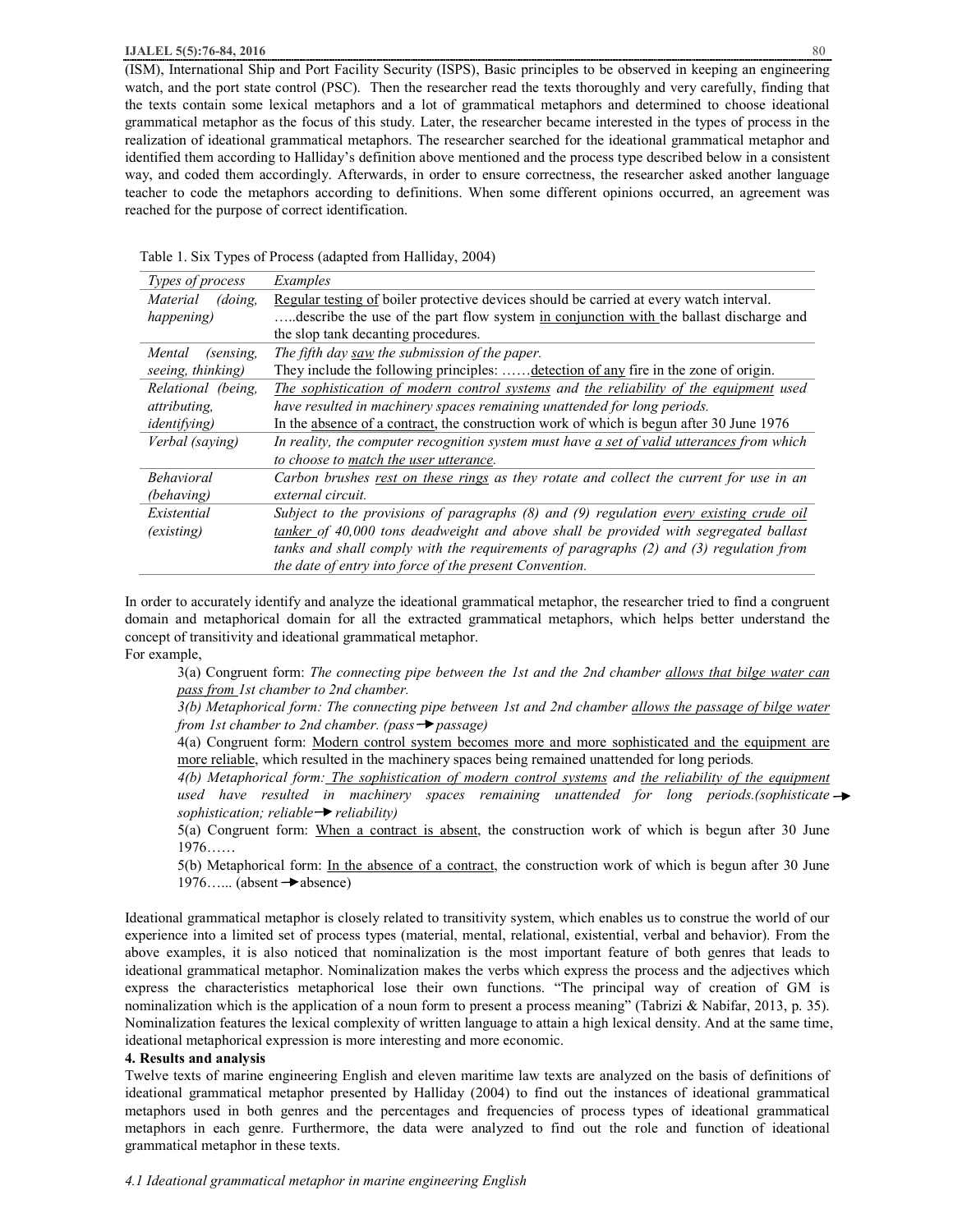(ISM), International Ship and Port Facility Security (ISPS), Basic principles to be observed in keeping an engineering watch, and the port state control (PSC). Then the researcher read the texts thoroughly and very carefully, finding that the texts contain some lexical metaphors and a lot of grammatical metaphors and determined to choose ideational grammatical metaphor as the focus of this study. Later, the researcher became interested in the types of process in the realization of ideational grammatical metaphors. The researcher searched for the ideational grammatical metaphor and identified them according to Halliday's definition above mentioned and the process type described below in a consistent way, and coded them accordingly. Afterwards, in order to ensure correctness, the researcher asked another language teacher to code the metaphors according to definitions. When some different opinions occurred, an agreement was reached for the purpose of correct identification.

Table 1. Six Types of Process (adapted from Halliday, 2004)

| *Types of process* | *Examples* |
|---|---|
| *Material (doing, happening)* | <u>Regular testing of</u> boiler protective devices should be carried at every watch interval. …..describe the use of the part flow system <u>in conjunction with</u> the ballast discharge and the slop tank decanting procedures. |
| *Mental (sensing, seeing, thinking)* | *The fifth day <u>saw</u> the submission of the paper.* They include the following principles: ……<u>detection of any</u> fire in the zone of origin. |
| *Relational (being, attributing, identifying)* | *<u>The sophistication of modern control systems</u> and <u>the reliability of the equipment</u> used have resulted in machinery spaces remaining unattended for long periods.* In the <u>absence of a contract</u>, the construction work of which is begun after 30 June 1976 |
| *Verbal (saying)* | *In reality, the computer recognition system must have <u>a set of valid utterances</u> from which to choose to <u>match the user utterance</u>.* |
| *Behavioral (behaving)* | *Carbon brushes <u>rest on these rings</u> as they rotate and collect the current for use in an external circuit.* |
| *Existential (existing)* | *Subject to the provisions of paragraphs (8) and (9) regulation <u>every existing crude oil tanker</u> of 40,000 tons deadweight and above shall be provided with segregated ballast tanks and shall comply with the requirements of paragraphs (2) and (3) regulation from the date of entry into force of the present Convention.* |

In order to accurately identify and analyze the ideational grammatical metaphor, the researcher tried to find a congruent domain and metaphorical domain for all the extracted grammatical metaphors, which helps better understand the concept of transitivity and ideational grammatical metaphor.

For example,

> 3(a) Congruent form: *The connecting pipe between the 1st and the 2nd chamber <u>allows that bilge water can pass from</u> 1st chamber to 2nd chamber.*
>
> *3(b) Metaphorical form: The connecting pipe between 1st and 2nd chamber <u>allows the passage of bilge water</u> from 1st chamber to 2nd chamber. (pass→passage)*
>
> 4(a) Congruent form: <u>Modern control system becomes more and more sophisticated and the equipment are more reliable</u>, which resulted in the machinery spaces being remained unattended for long periods.
>
> *4(b) Metaphorical form: <u>The sophistication of modern control systems</u> and <u>the reliability of the equipment</u> used have resulted in machinery spaces remaining unattended for long periods.(sophisticate→ sophistication; reliable→ reliability)*
>
> 5(a) Congruent form: <u>When a contract is absent</u>, the construction work of which is begun after 30 June 1976……
>
> 5(b) Metaphorical form: <u>In the absence of a contract</u>, the construction work of which is begun after 30 June 1976…... (absent→absence)

Ideational grammatical metaphor is closely related to transitivity system, which enables us to construe the world of our experience into a limited set of process types (material, mental, relational, existential, verbal and behavior). From the above examples, it is also noticed that nominalization is the most important feature of both genres that leads to ideational grammatical metaphor. Nominalization makes the verbs which express the process and the adjectives which express the characteristics metaphorical lose their own functions. "The principal way of creation of GM is nominalization which is the application of a noun form to present a process meaning" (Tabrizi & Nabifar, 2013, p. 35). Nominalization features the lexical complexity of written language to attain a high lexical density. And at the same time, ideational metaphorical expression is more interesting and more economic.

## 4. Results and analysis

Twelve texts of marine engineering English and eleven maritime law texts are analyzed on the basis of definitions of ideational grammatical metaphor presented by Halliday (2004) to find out the instances of ideational grammatical metaphors used in both genres and the percentages and frequencies of process types of ideational grammatical metaphors in each genre. Furthermore, the data were analyzed to find out the role and function of ideational grammatical metaphor in these texts.

### *4.1 Ideational grammatical metaphor in marine engineering English*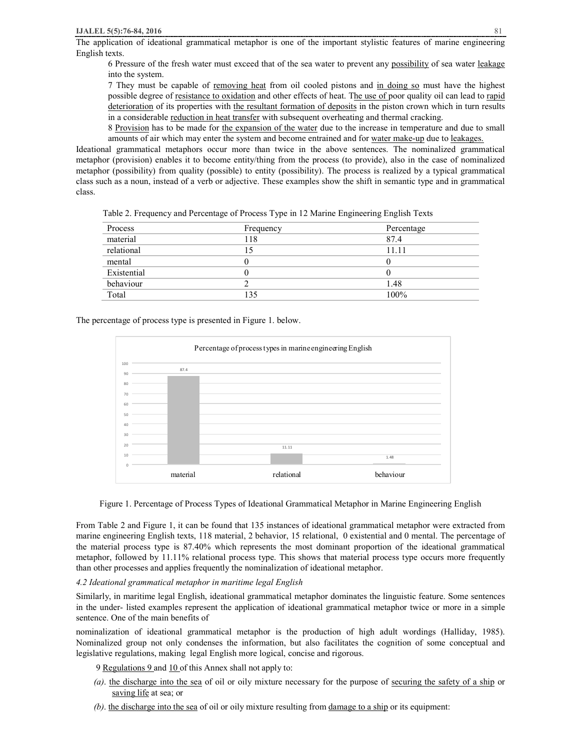The application of ideational grammatical metaphor is one of the important stylistic features of marine engineering English texts.

> 6 Pressure of the fresh water must exceed that of the sea water to prevent any possibility of sea water leakage into the system.
>
> 7 They must be capable of removing heat from oil cooled pistons and in doing so must have the highest possible degree of resistance to oxidation and other effects of heat. The use of poor quality oil can lead to rapid deterioration of its properties with the resultant formation of deposits in the piston crown which in turn results in a considerable reduction in heat transfer with subsequent overheating and thermal cracking.
>
> 8 Provision has to be made for the expansion of the water due to the increase in temperature and due to small amounts of air which may enter the system and become entrained and for water make-up due to leakages.

Ideational grammatical metaphors occur more than twice in the above sentences. The nominalized grammatical metaphor (provision) enables it to become entity/thing from the process (to provide), also in the case of nominalized metaphor (possibility) from quality (possible) to entity (possibility). The process is realized by a typical grammatical class such as a noun, instead of a verb or adjective. These examples show the shift in semantic type and in grammatical class.

Table 2. Frequency and Percentage of Process Type in 12 Marine Engineering English Texts

| Process | Frequency | Percentage |
|---|---|---|
| material | 118 | 87.4 |
| relational | 15 | 11.11 |
| mental | 0 | 0 |
| Existential | 0 | 0 |
| behaviour | 2 | 1.48 |
| Total | 135 | 100% |

The percentage of process type is presented in Figure 1. below.

Figure 1. Percentage of Process Types of Ideational Grammatical Metaphor in Marine Engineering English

From Table 2 and Figure 1, it can be found that 135 instances of ideational grammatical metaphor were extracted from marine engineering English texts, 118 material, 2 behavior, 15 relational, 0 existential and 0 mental. The percentage of the material process type is 87.40% which represents the most dominant proportion of the ideational grammatical metaphor, followed by 11.11% relational process type. This shows that material process type occurs more frequently than other processes and applies frequently the nominalization of ideational metaphor.

*4.2 Ideational grammatical metaphor in maritime legal English*

Similarly, in maritime legal English, ideational grammatical metaphor dominates the linguistic feature. Some sentences in the under- listed examples represent the application of ideational grammatical metaphor twice or more in a simple sentence. One of the main benefits of nominalization of ideational grammatical metaphor is the production of high adult wordings (Halliday, 1985). Nominalized group not only condenses the information, but also facilitates the cognition of some conceptual and legislative regulations, making legal English more logical, concise and rigorous.

> 9 Regulations 9 and 10 of this Annex shall not apply to:
>
> *(a)*. the discharge into the sea of oil or oily mixture necessary for the purpose of securing the safety of a ship or saving life at sea; or
>
> *(b)*. the discharge into the sea of oil or oily mixture resulting from damage to a ship or its equipment: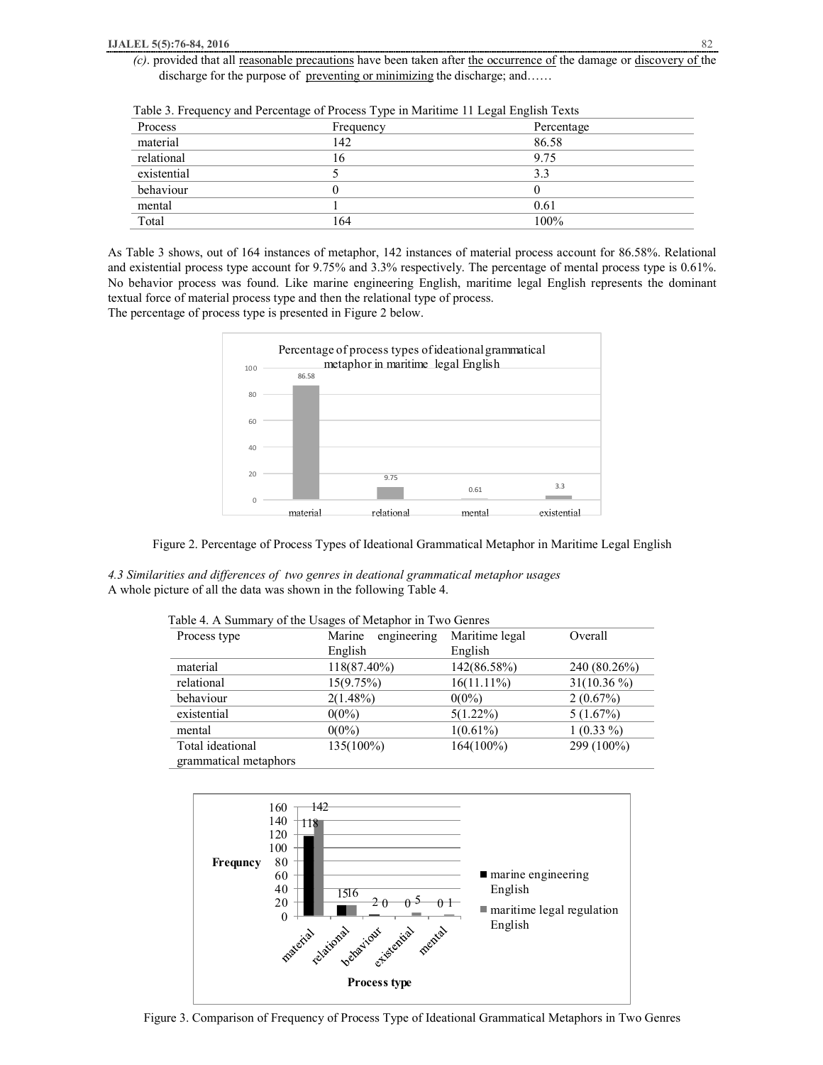*(c)*. provided that all reasonable precautions have been taken after the occurrence of the damage or discovery of the discharge for the purpose of preventing or minimizing the discharge; and……

Table 3. Frequency and Percentage of Process Type in Maritime 11 Legal English Texts

| Process | Frequency | Percentage |
|---|---|---|
| material | 142 | 86.58 |
| relational | 16 | 9.75 |
| existential | 5 | 3.3 |
| behaviour | 0 | 0 |
| mental | 1 | 0.61 |
| Total | 164 | 100% |

As Table 3 shows, out of 164 instances of metaphor, 142 instances of material process account for 86.58%. Relational and existential process type account for 9.75% and 3.3% respectively. The percentage of mental process type is 0.61%. No behavior process was found. Like marine engineering English, maritime legal English represents the dominant textual force of material process type and then the relational type of process.

The percentage of process type is presented in Figure 2 below.

Figure 2. Percentage of Process Types of Ideational Grammatical Metaphor in Maritime Legal English

*4.3 Similarities and differences of two genres in deational grammatical metaphor usages*

A whole picture of all the data was shown in the following Table 4.

Table 4. A Summary of the Usages of Metaphor in Two Genres

| Process type | Marine engineering English | Maritime legal English | Overall |
|---|---|---|---|
| material | 118(87.40%) | 142(86.58%) | 240 (80.26%) |
| relational | 15(9.75%) | 16(11.11%) | 31(10.36 %) |
| behaviour | 2(1.48%) | 0(0%) | 2 (0.67%) |
| existential | 0(0%) | 5(1.22%) | 5 (1.67%) |
| mental | 0(0%) | 1(0.61%) | 1 (0.33 %) |
| Total ideational grammatical metaphors | 135(100%) | 164(100%) | 299 (100%) |

Figure 3. Comparison of Frequency of Process Type of Ideational Grammatical Metaphors in Two Genres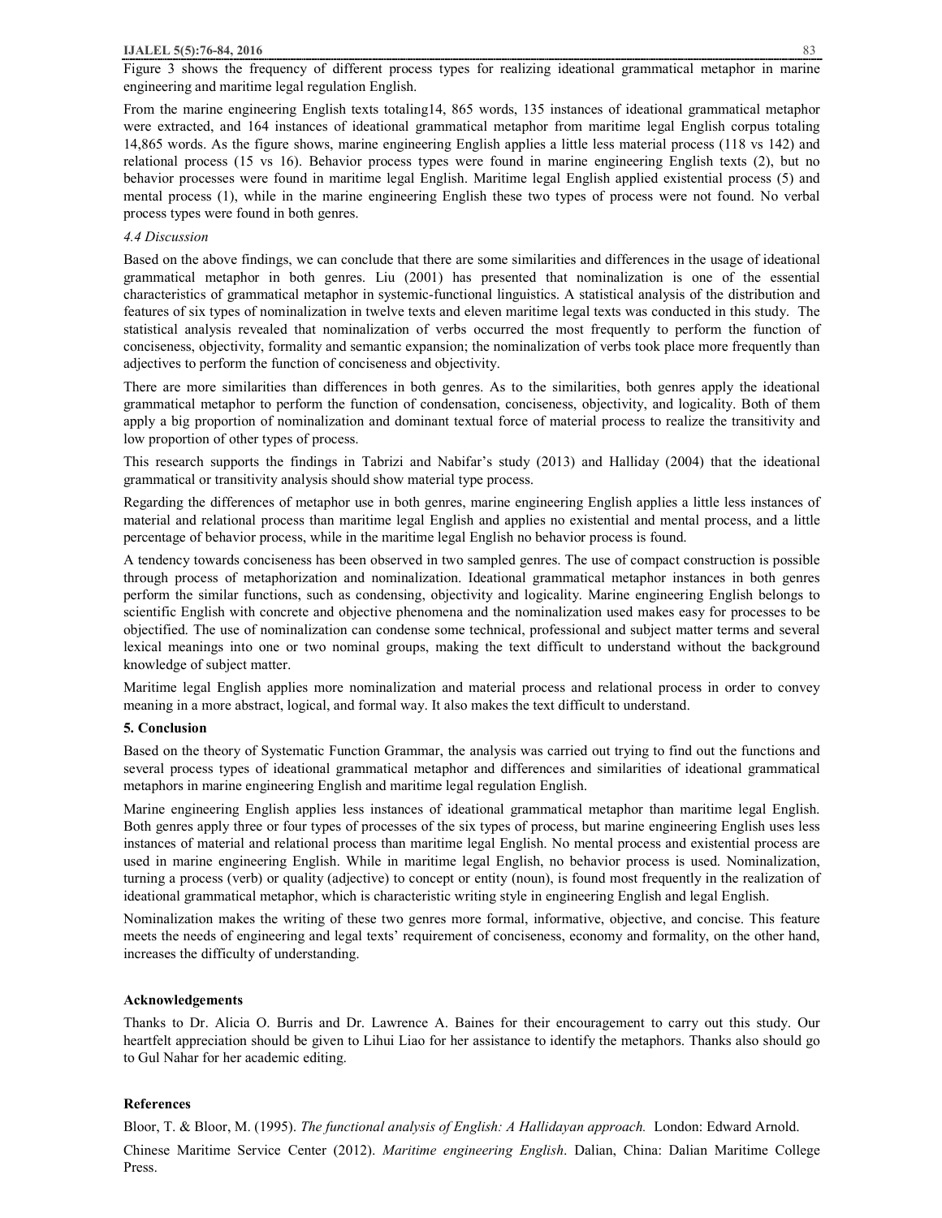Figure 3 shows the frequency of different process types for realizing ideational grammatical metaphor in marine engineering and maritime legal regulation English.

From the marine engineering English texts totaling14, 865 words, 135 instances of ideational grammatical metaphor were extracted, and 164 instances of ideational grammatical metaphor from maritime legal English corpus totaling 14,865 words. As the figure shows, marine engineering English applies a little less material process (118 vs 142) and relational process (15 vs 16). Behavior process types were found in marine engineering English texts (2), but no behavior processes were found in maritime legal English. Maritime legal English applied existential process (5) and mental process (1), while in the marine engineering English these two types of process were not found. No verbal process types were found in both genres.

*4.4 Discussion*

Based on the above findings, we can conclude that there are some similarities and differences in the usage of ideational grammatical metaphor in both genres. Liu (2001) has presented that nominalization is one of the essential characteristics of grammatical metaphor in systemic-functional linguistics. A statistical analysis of the distribution and features of six types of nominalization in twelve texts and eleven maritime legal texts was conducted in this study. The statistical analysis revealed that nominalization of verbs occurred the most frequently to perform the function of conciseness, objectivity, formality and semantic expansion; the nominalization of verbs took place more frequently than adjectives to perform the function of conciseness and objectivity.

There are more similarities than differences in both genres. As to the similarities, both genres apply the ideational grammatical metaphor to perform the function of condensation, conciseness, objectivity, and logicality. Both of them apply a big proportion of nominalization and dominant textual force of material process to realize the transitivity and low proportion of other types of process.

This research supports the findings in Tabrizi and Nabifar's study (2013) and Halliday (2004) that the ideational grammatical or transitivity analysis should show material type process.

Regarding the differences of metaphor use in both genres, marine engineering English applies a little less instances of material and relational process than maritime legal English and applies no existential and mental process, and a little percentage of behavior process, while in the maritime legal English no behavior process is found.

A tendency towards conciseness has been observed in two sampled genres. The use of compact construction is possible through process of metaphorization and nominalization. Ideational grammatical metaphor instances in both genres perform the similar functions, such as condensing, objectivity and logicality. Marine engineering English belongs to scientific English with concrete and objective phenomena and the nominalization used makes easy for processes to be objectified. The use of nominalization can condense some technical, professional and subject matter terms and several lexical meanings into one or two nominal groups, making the text difficult to understand without the background knowledge of subject matter.

Maritime legal English applies more nominalization and material process and relational process in order to convey meaning in a more abstract, logical, and formal way. It also makes the text difficult to understand.

## 5. Conclusion

Based on the theory of Systematic Function Grammar, the analysis was carried out trying to find out the functions and several process types of ideational grammatical metaphor and differences and similarities of ideational grammatical metaphors in marine engineering English and maritime legal regulation English.

Marine engineering English applies less instances of ideational grammatical metaphor than maritime legal English. Both genres apply three or four types of processes of the six types of process, but marine engineering English uses less instances of material and relational process than maritime legal English. No mental process and existential process are used in marine engineering English. While in maritime legal English, no behavior process is used. Nominalization, turning a process (verb) or quality (adjective) to concept or entity (noun), is found most frequently in the realization of ideational grammatical metaphor, which is characteristic writing style in engineering English and legal English.

Nominalization makes the writing of these two genres more formal, informative, objective, and concise. This feature meets the needs of engineering and legal texts' requirement of conciseness, economy and formality, on the other hand, increases the difficulty of understanding.

### Acknowledgements

Thanks to Dr. Alicia O. Burris and Dr. Lawrence A. Baines for their encouragement to carry out this study. Our heartfelt appreciation should be given to Lihui Liao for her assistance to identify the metaphors. Thanks also should go to Gul Nahar for her academic editing.

### References

Bloor, T. & Bloor, M. (1995). *The functional analysis of English: A Hallidayan approach.* London: Edward Arnold.

Chinese Maritime Service Center (2012). *Maritime engineering English*. Dalian, China: Dalian Maritime College Press.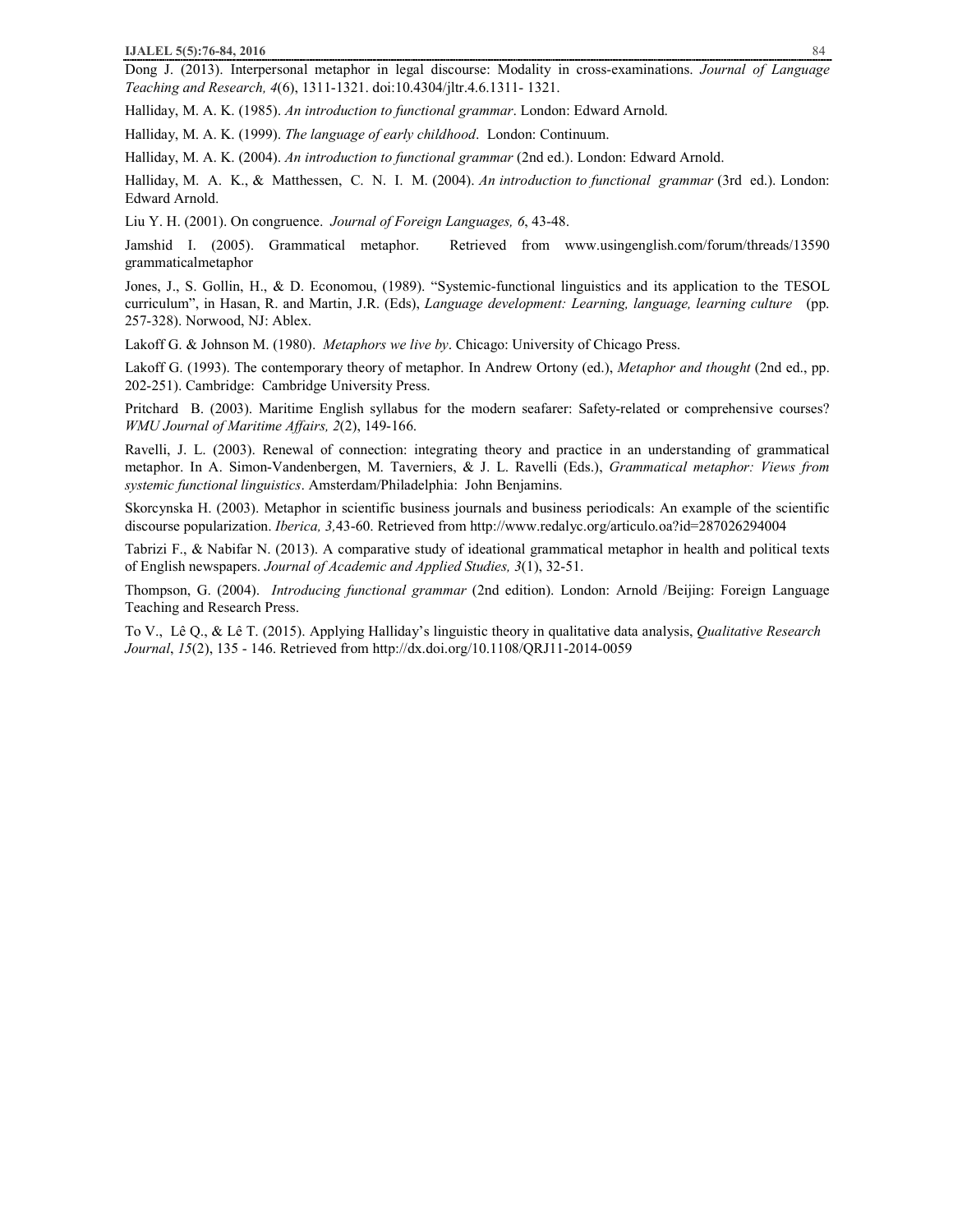Dong J. (2013). Interpersonal metaphor in legal discourse: Modality in cross-examinations. *Journal of Language Teaching and Research, 4*(6), 1311-1321. doi:10.4304/jltr.4.6.1311- 1321.

Halliday, M. A. K. (1985). *An introduction to functional grammar*. London: Edward Arnold.

Halliday, M. A. K. (1999). *The language of early childhood*. London: Continuum.

Halliday, M. A. K. (2004). *An introduction to functional grammar* (2nd ed.). London: Edward Arnold.

Halliday, M. A. K., & Matthessen, C. N. I. M. (2004). *An introduction to functional grammar* (3rd ed.). London: Edward Arnold.

Liu Y. H. (2001). On congruence. *Journal of Foreign Languages, 6*, 43-48.

Jamshid I. (2005). Grammatical metaphor. Retrieved from www.usingenglish.com/forum/threads/13590 grammaticalmetaphor

Jones, J., S. Gollin, H., & D. Economou, (1989). "Systemic-functional linguistics and its application to the TESOL curriculum", in Hasan, R. and Martin, J.R. (Eds), *Language development: Learning, language, learning culture* (pp. 257-328). Norwood, NJ: Ablex.

Lakoff G. & Johnson M. (1980). *Metaphors we live by*. Chicago: University of Chicago Press.

Lakoff G. (1993). The contemporary theory of metaphor. In Andrew Ortony (ed.), *Metaphor and thought* (2nd ed., pp. 202-251). Cambridge: Cambridge University Press.

Pritchard B. (2003). Maritime English syllabus for the modern seafarer: Safety-related or comprehensive courses? *WMU Journal of Maritime Affairs, 2*(2), 149-166.

Ravelli, J. L. (2003). Renewal of connection: integrating theory and practice in an understanding of grammatical metaphor. In A. Simon-Vandenbergen, M. Taverniers, & J. L. Ravelli (Eds.), *Grammatical metaphor: Views from systemic functional linguistics*. Amsterdam/Philadelphia: John Benjamins.

Skorcynska H. (2003). Metaphor in scientific business journals and business periodicals: An example of the scientific discourse popularization. *Iberica, 3,*43-60. Retrieved from http://www.redalyc.org/articulo.oa?id=287026294004

Tabrizi F., & Nabifar N. (2013). A comparative study of ideational grammatical metaphor in health and political texts of English newspapers. *Journal of Academic and Applied Studies, 3*(1), 32-51.

Thompson, G. (2004). *Introducing functional grammar* (2nd edition). London: Arnold /Beijing: Foreign Language Teaching and Research Press.

To V., Lê Q., & Lê T. (2015). Applying Halliday's linguistic theory in qualitative data analysis, *Qualitative Research Journal*, *15*(2), 135 - 146. Retrieved from http://dx.doi.org/10.1108/QRJ11-2014-0059